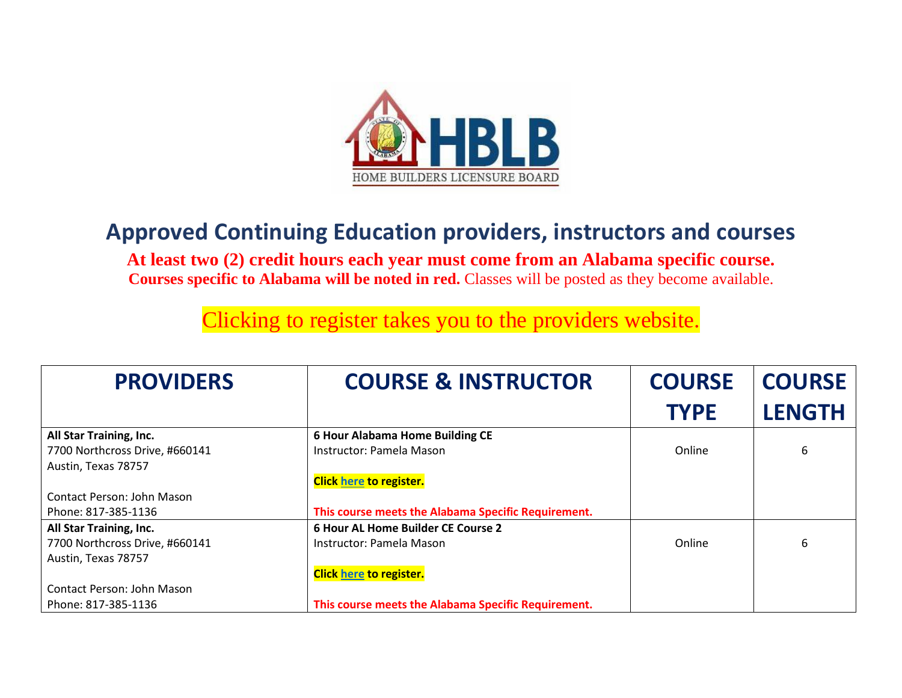# Approved Continuing Education providers, instructors and courses

**At least two (2) credit hours each year must come from an Alabama specific course.**

**Courses specific to Alabama will be noted in red.** Classes will be posted as they become available.

Clicking to register takes you to the providers website.

| PROVIDERS | COURSE & INSTRUCTOR | COURSE TYPE | COURSE LENGTH |
|---|---|---|---|
| **All Star Training, Inc.**<br>7700 Northcross Drive, #660141<br>Austin, Texas 78757<br><br>Contact Person: John Mason<br>Phone: 817-385-1136 | **6 Hour Alabama Home Building CE**<br>Instructor: Pamela Mason<br><br>**Click here to register.**<br><br>**This course meets the Alabama Specific Requirement.** | Online | 6 |
| **All Star Training, Inc.**<br>7700 Northcross Drive, #660141<br>Austin, Texas 78757<br><br>Contact Person: John Mason<br>Phone: 817-385-1136 | **6 Hour AL Home Builder CE Course 2**<br>Instructor: Pamela Mason<br><br>**Click here to register.**<br><br>**This course meets the Alabama Specific Requirement.** | Online | 6 |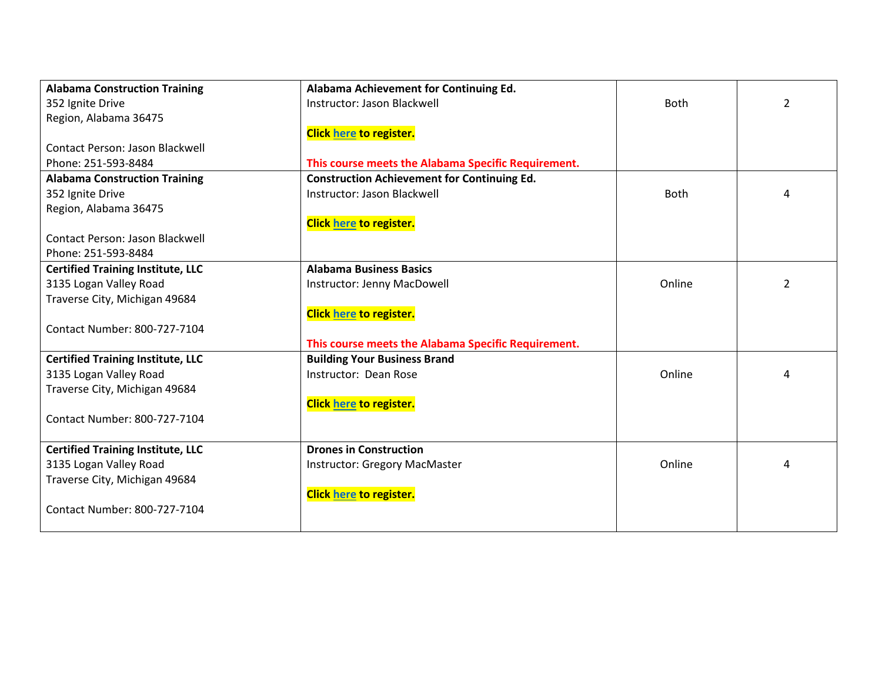| | | | |
|---|---|---|---|
| **Alabama Construction Training**<br>352 Ignite Drive<br>Region, Alabama 36475<br><br>Contact Person: Jason Blackwell<br>Phone: 251-593-8484 | **Alabama Achievement for Continuing Ed.**<br>Instructor: Jason Blackwell<br><br>**Click here to register.**<br><br>**This course meets the Alabama Specific Requirement.** | Both | 2 |
| **Alabama Construction Training**<br>352 Ignite Drive<br>Region, Alabama 36475<br><br>Contact Person: Jason Blackwell<br>Phone: 251-593-8484 | **Construction Achievement for Continuing Ed.**<br>Instructor: Jason Blackwell<br><br>**Click here to register.** | Both | 4 |
| **Certified Training Institute, LLC**<br>3135 Logan Valley Road<br>Traverse City, Michigan 49684<br><br>Contact Number: 800-727-7104 | **Alabama Business Basics**<br>Instructor: Jenny MacDowell<br><br>**Click here to register.**<br><br>**This course meets the Alabama Specific Requirement.** | Online | 2 |
| **Certified Training Institute, LLC**<br>3135 Logan Valley Road<br>Traverse City, Michigan 49684<br><br>Contact Number: 800-727-7104 | **Building Your Business Brand**<br>Instructor: Dean Rose<br><br>**Click here to register.** | Online | 4 |
| **Certified Training Institute, LLC**<br>3135 Logan Valley Road<br>Traverse City, Michigan 49684<br><br>Contact Number: 800-727-7104 | **Drones in Construction**<br>Instructor: Gregory MacMaster<br><br>**Click here to register.** | Online | 4 |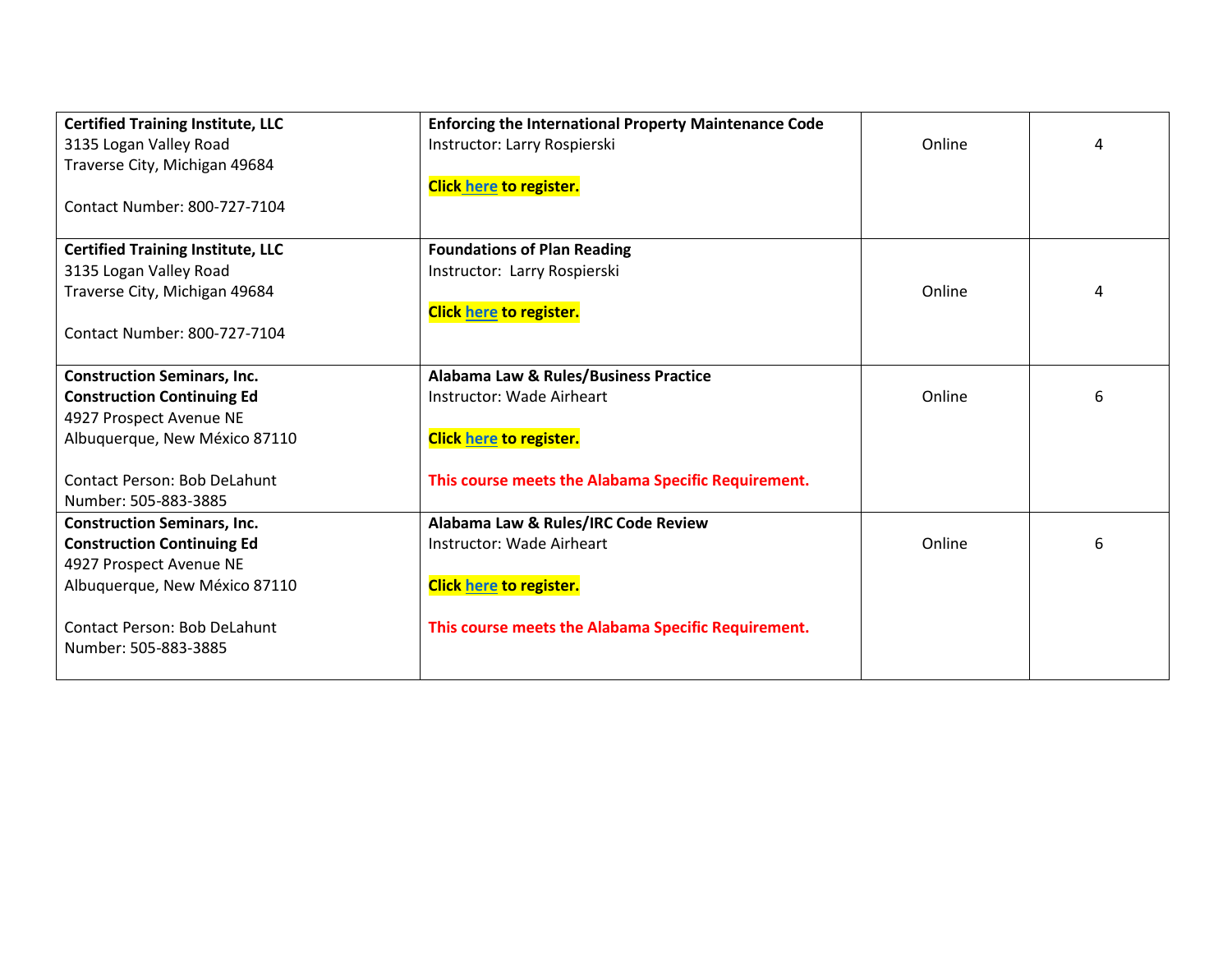| | | | |
|---|---|---|---|
| **Certified Training Institute, LLC**<br>3135 Logan Valley Road<br>Traverse City, Michigan 49684<br><br>Contact Number: 800-727-7104 | **Enforcing the International Property Maintenance Code**<br>Instructor: Larry Rospierski<br><br>**Click here to register.** | Online | 4 |
| **Certified Training Institute, LLC**<br>3135 Logan Valley Road<br>Traverse City, Michigan 49684<br><br>Contact Number: 800-727-7104 | **Foundations of Plan Reading**<br>Instructor: Larry Rospierski<br><br>**Click here to register.** | Online | 4 |
| **Construction Seminars, Inc.**<br>**Construction Continuing Ed**<br>4927 Prospect Avenue NE<br>Albuquerque, New México 87110<br><br>Contact Person: Bob DeLahunt<br>Number: 505-883-3885 | **Alabama Law & Rules/Business Practice**<br>Instructor: Wade Airheart<br><br>**Click here to register.**<br><br>**This course meets the Alabama Specific Requirement.** | Online | 6 |
| **Construction Seminars, Inc.**<br>**Construction Continuing Ed**<br>4927 Prospect Avenue NE<br>Albuquerque, New México 87110<br><br>Contact Person: Bob DeLahunt<br>Number: 505-883-3885 | **Alabama Law & Rules/IRC Code Review**<br>Instructor: Wade Airheart<br><br>**Click here to register.**<br><br>**This course meets the Alabama Specific Requirement.** | Online | 6 |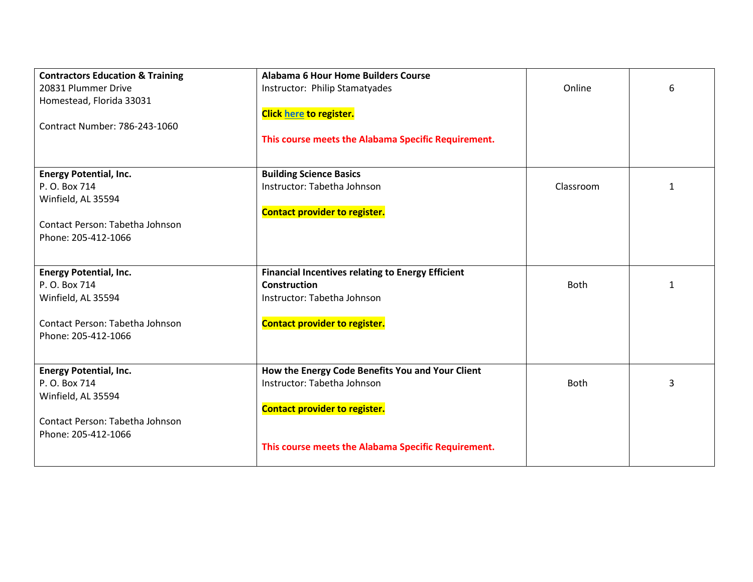| | | | |
|---|---|---|---|
| **Contractors Education & Training**<br>20831 Plummer Drive<br>Homestead, Florida 33031<br><br>Contract Number: 786-243-1060 | **Alabama 6 Hour Home Builders Course**<br>Instructor: Philip Stamatyades<br><br>**Click here to register.**<br><br>**This course meets the Alabama Specific Requirement.** | Online | 6 |
| **Energy Potential, Inc.**<br>P. O. Box 714<br>Winfield, AL 35594<br><br>Contact Person: Tabetha Johnson<br>Phone: 205-412-1066 | **Building Science Basics**<br>Instructor: Tabetha Johnson<br><br>**Contact provider to register.** | Classroom | 1 |
| **Energy Potential, Inc.**<br>P. O. Box 714<br>Winfield, AL 35594<br><br>Contact Person: Tabetha Johnson<br>Phone: 205-412-1066 | **Financial Incentives relating to Energy Efficient Construction**<br>Instructor: Tabetha Johnson<br><br>**Contact provider to register.** | Both | 1 |
| **Energy Potential, Inc.**<br>P. O. Box 714<br>Winfield, AL 35594<br><br>Contact Person: Tabetha Johnson<br>Phone: 205-412-1066 | **How the Energy Code Benefits You and Your Client**<br>Instructor: Tabetha Johnson<br><br>**Contact provider to register.**<br><br>**This course meets the Alabama Specific Requirement.** | Both | 3 |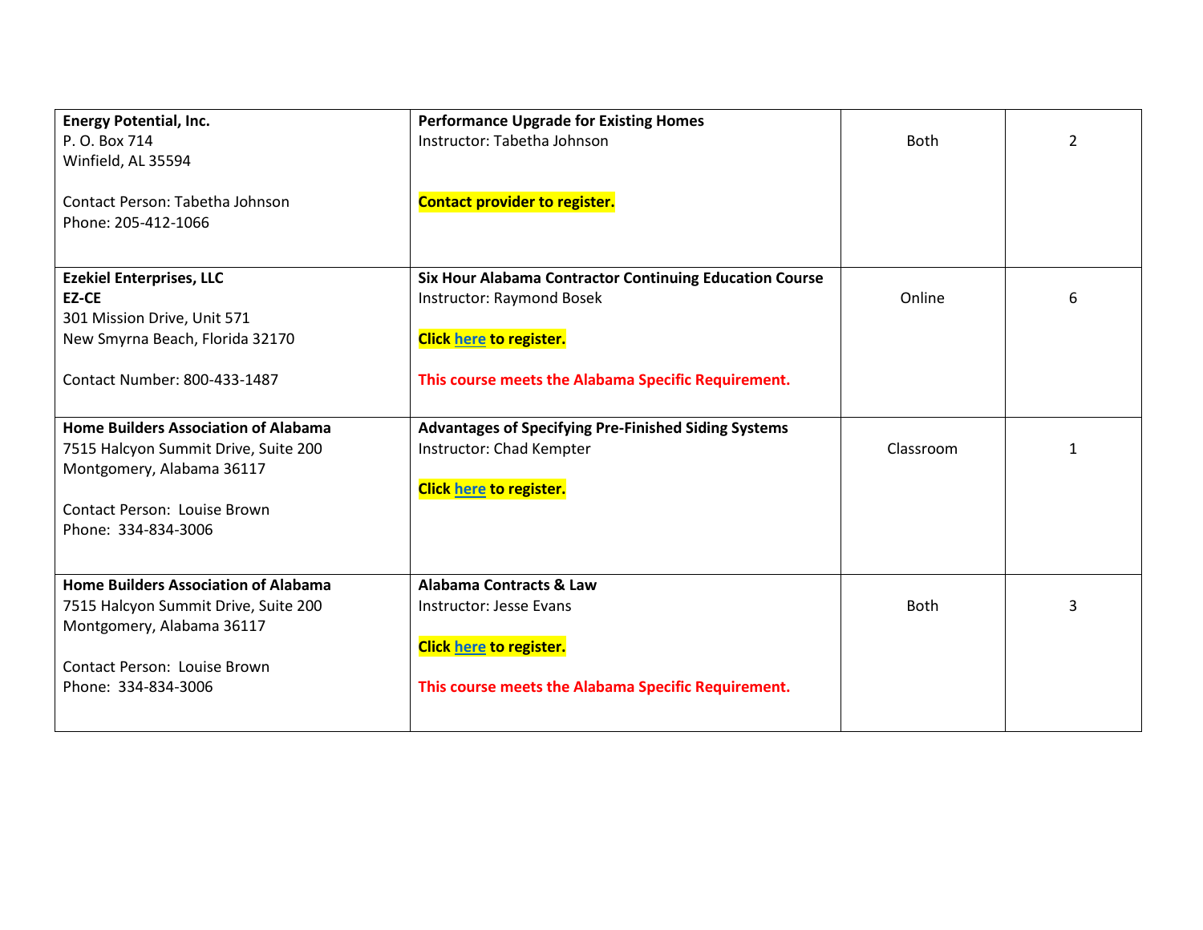| | | | |
|---|---|---|---|
| **Energy Potential, Inc.**<br>P. O. Box 714<br>Winfield, AL 35594<br><br>Contact Person: Tabetha Johnson<br>Phone: 205-412-1066 | **Performance Upgrade for Existing Homes**<br>Instructor: Tabetha Johnson<br><br>**Contact provider to register.** | Both | 2 |
| **Ezekiel Enterprises, LLC**<br>**EZ-CE**<br>301 Mission Drive, Unit 571<br>New Smyrna Beach, Florida 32170<br><br>Contact Number: 800-433-1487 | **Six Hour Alabama Contractor Continuing Education Course**<br>Instructor: Raymond Bosek<br><br>**Click here to register.**<br><br>**This course meets the Alabama Specific Requirement.** | Online | 6 |
| **Home Builders Association of Alabama**<br>7515 Halcyon Summit Drive, Suite 200<br>Montgomery, Alabama 36117<br><br>Contact Person: Louise Brown<br>Phone: 334-834-3006 | **Advantages of Specifying Pre-Finished Siding Systems**<br>Instructor: Chad Kempter<br><br>**Click here to register.** | Classroom | 1 |
| **Home Builders Association of Alabama**<br>7515 Halcyon Summit Drive, Suite 200<br>Montgomery, Alabama 36117<br><br>Contact Person: Louise Brown<br>Phone: 334-834-3006 | **Alabama Contracts & Law**<br>Instructor: Jesse Evans<br><br>**Click here to register.**<br><br>**This course meets the Alabama Specific Requirement.** | Both | 3 |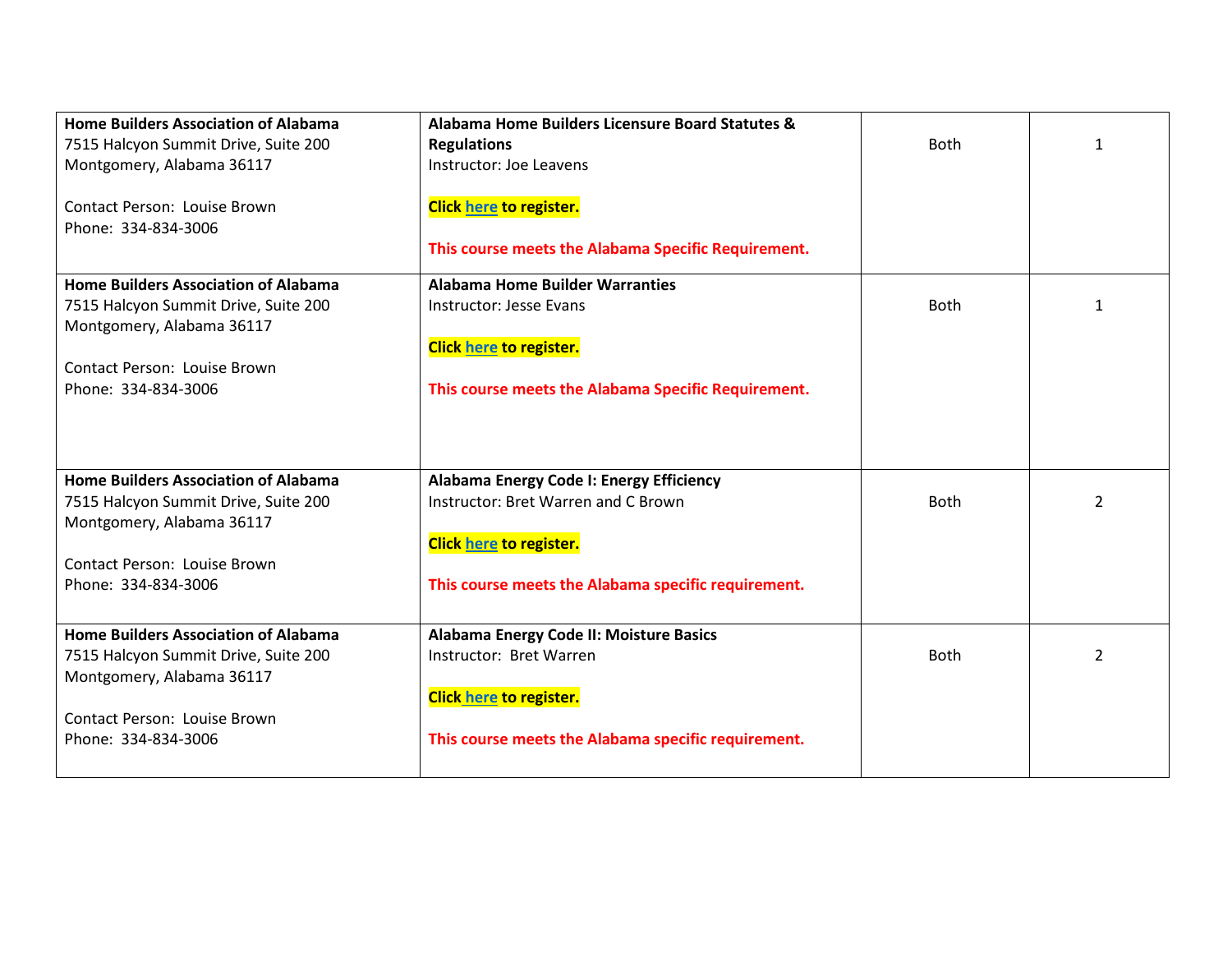| | | | |
|---|---|---|---|
| **Home Builders Association of Alabama**<br>7515 Halcyon Summit Drive, Suite 200<br>Montgomery, Alabama 36117<br><br>Contact Person: Louise Brown<br>Phone: 334-834-3006 | **Alabama Home Builders Licensure Board Statutes & Regulations**<br>Instructor: Joe Leavens<br><br>**Click here to register.**<br><br>**This course meets the Alabama Specific Requirement.** | Both | 1 |
| **Home Builders Association of Alabama**<br>7515 Halcyon Summit Drive, Suite 200<br>Montgomery, Alabama 36117<br><br>Contact Person: Louise Brown<br>Phone: 334-834-3006 | **Alabama Home Builder Warranties**<br>Instructor: Jesse Evans<br><br>**Click here to register.**<br><br>**This course meets the Alabama Specific Requirement.** | Both | 1 |
| **Home Builders Association of Alabama**<br>7515 Halcyon Summit Drive, Suite 200<br>Montgomery, Alabama 36117<br><br>Contact Person: Louise Brown<br>Phone: 334-834-3006 | **Alabama Energy Code I: Energy Efficiency**<br>Instructor: Bret Warren and C Brown<br><br>**Click here to register.**<br><br>**This course meets the Alabama specific requirement.** | Both | 2 |
| **Home Builders Association of Alabama**<br>7515 Halcyon Summit Drive, Suite 200<br>Montgomery, Alabama 36117<br><br>Contact Person: Louise Brown<br>Phone: 334-834-3006 | **Alabama Energy Code II: Moisture Basics**<br>Instructor: Bret Warren<br><br>**Click here to register.**<br><br>**This course meets the Alabama specific requirement.** | Both | 2 |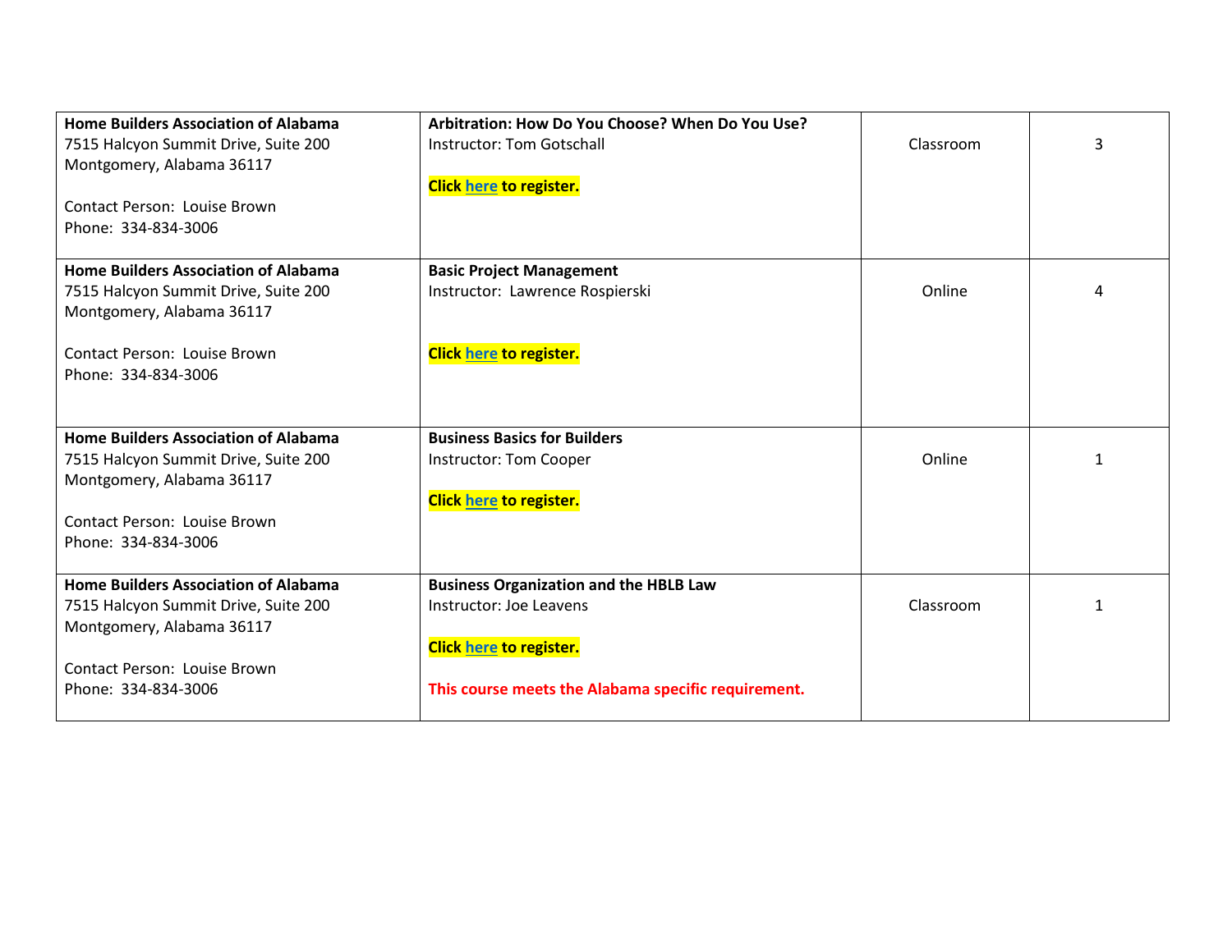| | | | |
|---|---|---|---|
| **Home Builders Association of Alabama**<br>7515 Halcyon Summit Drive, Suite 200<br>Montgomery, Alabama 36117<br><br>Contact Person: Louise Brown<br>Phone: 334-834-3006 | **Arbitration: How Do You Choose? When Do You Use?**<br>Instructor: Tom Gotschall<br><br>**Click here to register.** | Classroom | 3 |
| **Home Builders Association of Alabama**<br>7515 Halcyon Summit Drive, Suite 200<br>Montgomery, Alabama 36117<br><br>Contact Person: Louise Brown<br>Phone: 334-834-3006 | **Basic Project Management**<br>Instructor: Lawrence Rospierski<br><br>**Click here to register.** | Online | 4 |
| **Home Builders Association of Alabama**<br>7515 Halcyon Summit Drive, Suite 200<br>Montgomery, Alabama 36117<br><br>Contact Person: Louise Brown<br>Phone: 334-834-3006 | **Business Basics for Builders**<br>Instructor: Tom Cooper<br><br>**Click here to register.** | Online | 1 |
| **Home Builders Association of Alabama**<br>7515 Halcyon Summit Drive, Suite 200<br>Montgomery, Alabama 36117<br><br>Contact Person: Louise Brown<br>Phone: 334-834-3006 | **Business Organization and the HBLB Law**<br>Instructor: Joe Leavens<br><br>**Click here to register.**<br><br>**This course meets the Alabama specific requirement.** | Classroom | 1 |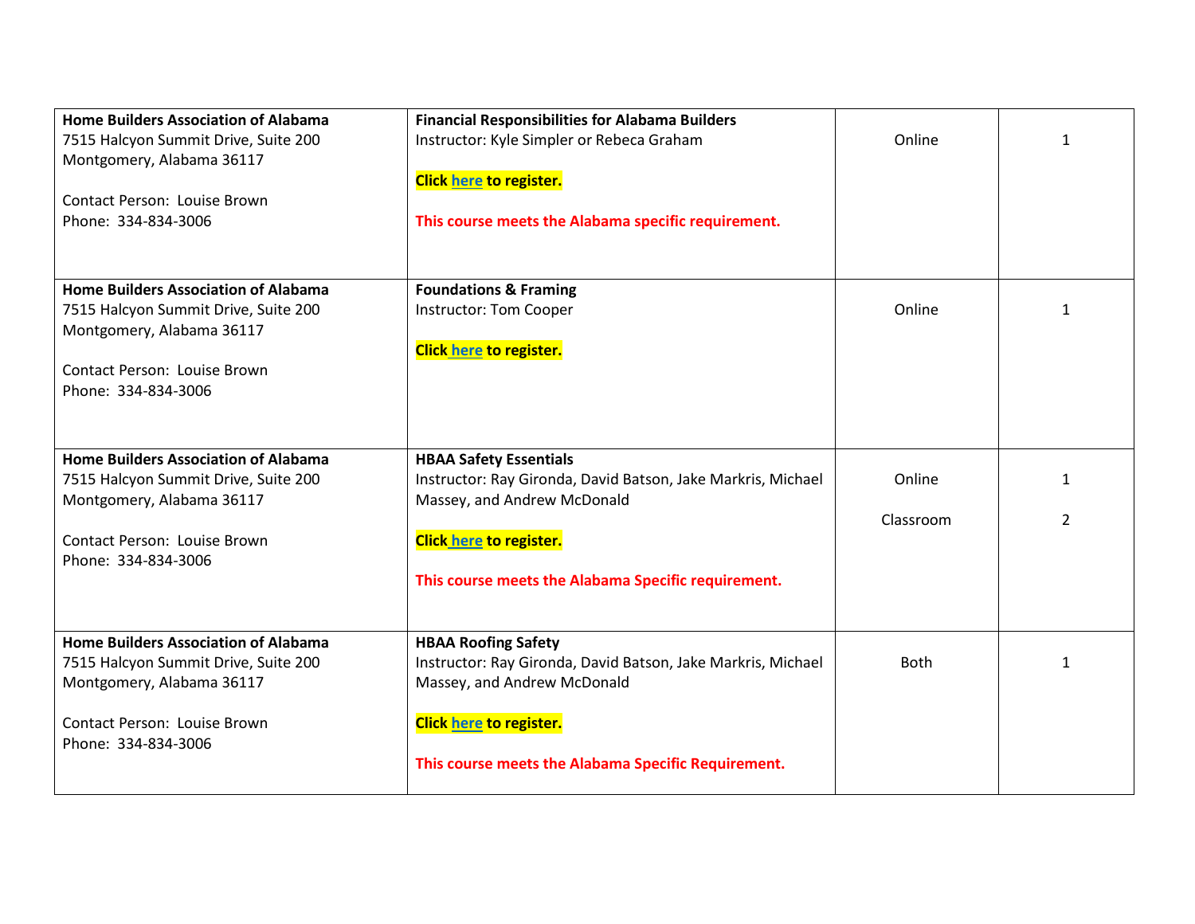| | | | |
|---|---|---|---|
| **Home Builders Association of Alabama**<br>7515 Halcyon Summit Drive, Suite 200<br>Montgomery, Alabama 36117<br><br>Contact Person: Louise Brown<br>Phone: 334-834-3006 | **Financial Responsibilities for Alabama Builders**<br>Instructor: Kyle Simpler or Rebeca Graham<br><br>**Click here to register.**<br><br>**This course meets the Alabama specific requirement.** | Online | 1 |
| **Home Builders Association of Alabama**<br>7515 Halcyon Summit Drive, Suite 200<br>Montgomery, Alabama 36117<br><br>Contact Person: Louise Brown<br>Phone: 334-834-3006 | **Foundations & Framing**<br>Instructor: Tom Cooper<br><br>**Click here to register.** | Online | 1 |
| **Home Builders Association of Alabama**<br>7515 Halcyon Summit Drive, Suite 200<br>Montgomery, Alabama 36117<br><br>Contact Person: Louise Brown<br>Phone: 334-834-3006 | **HBAA Safety Essentials**<br>Instructor: Ray Gironda, David Batson, Jake Markris, Michael Massey, and Andrew McDonald<br><br>**Click here to register.**<br><br>**This course meets the Alabama Specific requirement.** | Online<br><br>Classroom | 1<br><br>2 |
| **Home Builders Association of Alabama**<br>7515 Halcyon Summit Drive, Suite 200<br>Montgomery, Alabama 36117<br><br>Contact Person: Louise Brown<br>Phone: 334-834-3006 | **HBAA Roofing Safety**<br>Instructor: Ray Gironda, David Batson, Jake Markris, Michael Massey, and Andrew McDonald<br><br>**Click here to register.**<br><br>**This course meets the Alabama Specific Requirement.** | Both | 1 |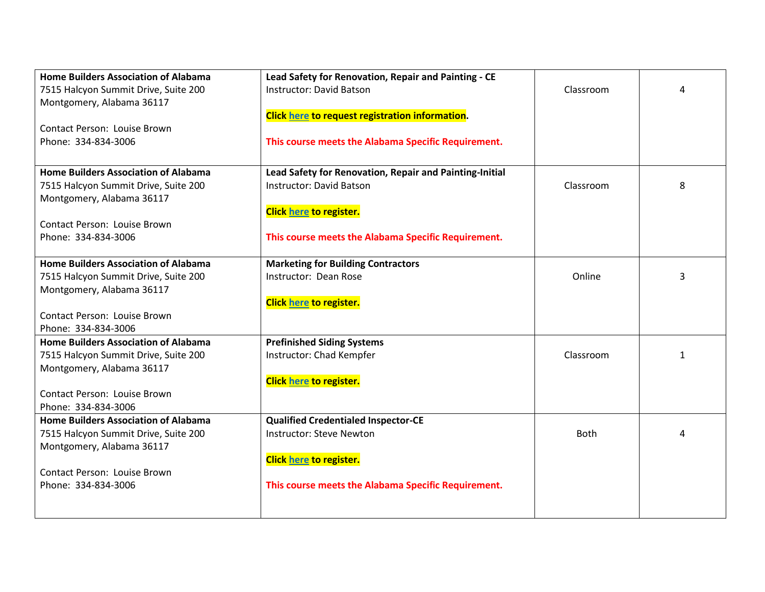| | | | |
|---|---|---|---|
| **Home Builders Association of Alabama**<br>7515 Halcyon Summit Drive, Suite 200<br>Montgomery, Alabama 36117<br><br>Contact Person: Louise Brown<br>Phone: 334-834-3006 | **Lead Safety for Renovation, Repair and Painting - CE**<br>Instructor: David Batson<br><br>**Click here to request registration information.**<br><br>**This course meets the Alabama Specific Requirement.** | Classroom | 4 |
| **Home Builders Association of Alabama**<br>7515 Halcyon Summit Drive, Suite 200<br>Montgomery, Alabama 36117<br><br>Contact Person: Louise Brown<br>Phone: 334-834-3006 | **Lead Safety for Renovation, Repair and Painting-Initial**<br>Instructor: David Batson<br><br>**Click here to register.**<br><br>**This course meets the Alabama Specific Requirement.** | Classroom | 8 |
| **Home Builders Association of Alabama**<br>7515 Halcyon Summit Drive, Suite 200<br>Montgomery, Alabama 36117<br><br>Contact Person: Louise Brown<br>Phone: 334-834-3006 | **Marketing for Building Contractors**<br>Instructor: Dean Rose<br><br>**Click here to register.** | Online | 3 |
| **Home Builders Association of Alabama**<br>7515 Halcyon Summit Drive, Suite 200<br>Montgomery, Alabama 36117<br><br>Contact Person: Louise Brown<br>Phone: 334-834-3006 | **Prefinished Siding Systems**<br>Instructor: Chad Kempfer<br><br>**Click here to register.** | Classroom | 1 |
| **Home Builders Association of Alabama**<br>7515 Halcyon Summit Drive, Suite 200<br>Montgomery, Alabama 36117<br><br>Contact Person: Louise Brown<br>Phone: 334-834-3006 | **Qualified Credentialed Inspector-CE**<br>Instructor: Steve Newton<br><br>**Click here to register.**<br><br>**This course meets the Alabama Specific Requirement.** | Both | 4 |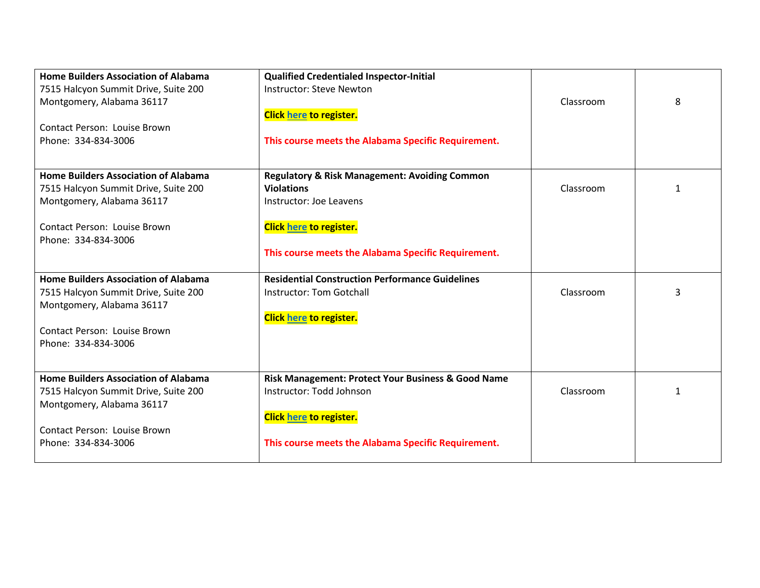| | | | |
|---|---|---|---|
| **Home Builders Association of Alabama**<br>7515 Halcyon Summit Drive, Suite 200<br>Montgomery, Alabama 36117<br><br>Contact Person: Louise Brown<br>Phone: 334-834-3006 | **Qualified Credentialed Inspector-Initial**<br>Instructor: Steve Newton<br><br>**Click here to register.**<br><br>**This course meets the Alabama Specific Requirement.** | Classroom | 8 |
| **Home Builders Association of Alabama**<br>7515 Halcyon Summit Drive, Suite 200<br>Montgomery, Alabama 36117<br><br>Contact Person: Louise Brown<br>Phone: 334-834-3006 | **Regulatory & Risk Management: Avoiding Common Violations**<br>Instructor: Joe Leavens<br><br>**Click here to register.**<br><br>**This course meets the Alabama Specific Requirement.** | Classroom | 1 |
| **Home Builders Association of Alabama**<br>7515 Halcyon Summit Drive, Suite 200<br>Montgomery, Alabama 36117<br><br>Contact Person: Louise Brown<br>Phone: 334-834-3006 | **Residential Construction Performance Guidelines**<br>Instructor: Tom Gotchall<br><br>**Click here to register.** | Classroom | 3 |
| **Home Builders Association of Alabama**<br>7515 Halcyon Summit Drive, Suite 200<br>Montgomery, Alabama 36117<br><br>Contact Person: Louise Brown<br>Phone: 334-834-3006 | **Risk Management: Protect Your Business & Good Name**<br>Instructor: Todd Johnson<br><br>**Click here to register.**<br><br>**This course meets the Alabama Specific Requirement.** | Classroom | 1 |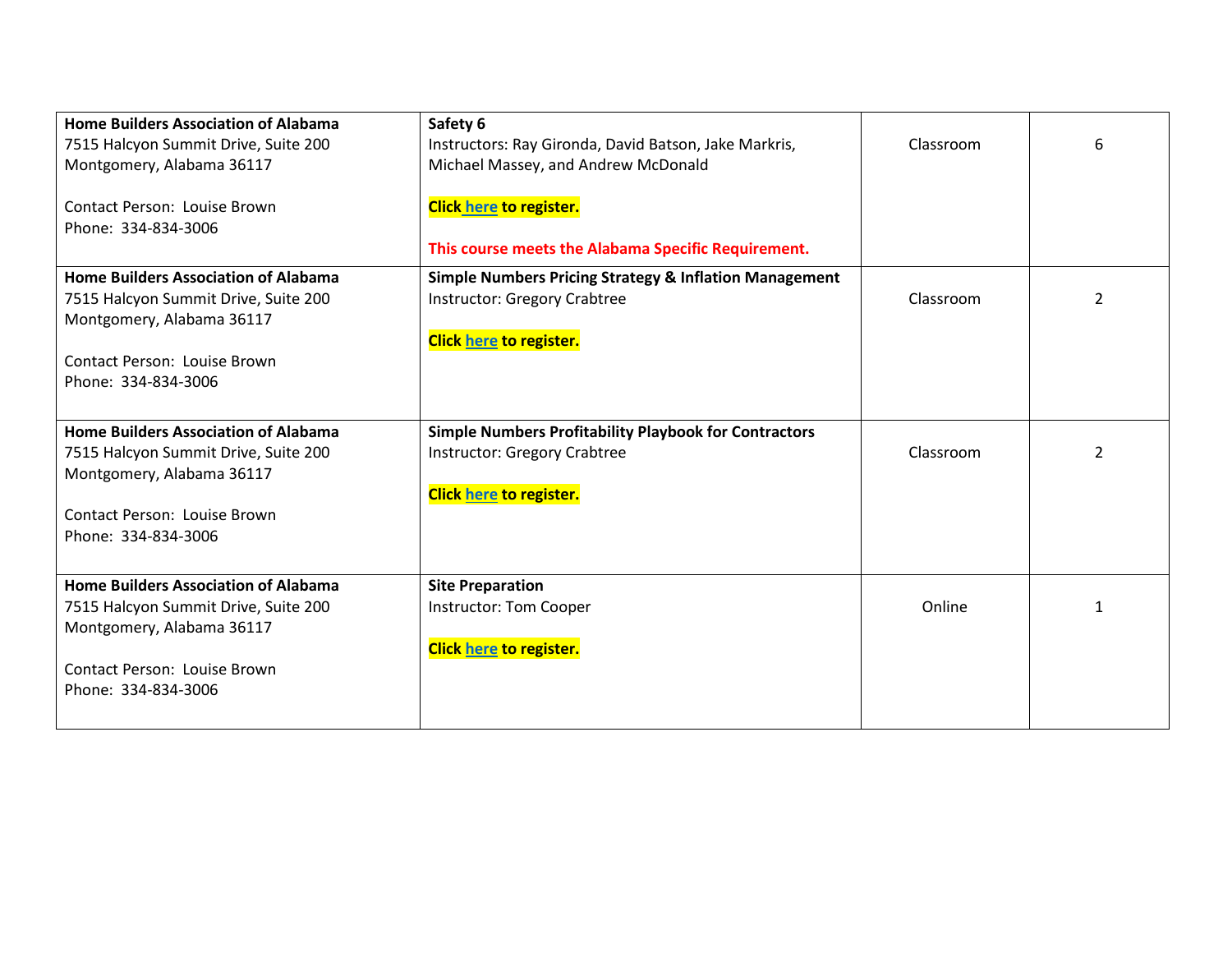| | | | |
|---|---|---|---|
| **Home Builders Association of Alabama**<br>7515 Halcyon Summit Drive, Suite 200<br>Montgomery, Alabama 36117<br><br>Contact Person: Louise Brown<br>Phone: 334-834-3006 | **Safety 6**<br>Instructors: Ray Gironda, David Batson, Jake Markris, Michael Massey, and Andrew McDonald<br><br>**Click here to register.**<br><br>**This course meets the Alabama Specific Requirement.** | Classroom | 6 |
| **Home Builders Association of Alabama**<br>7515 Halcyon Summit Drive, Suite 200<br>Montgomery, Alabama 36117<br><br>Contact Person: Louise Brown<br>Phone: 334-834-3006 | **Simple Numbers Pricing Strategy & Inflation Management**<br>Instructor: Gregory Crabtree<br><br>**Click here to register.** | Classroom | 2 |
| **Home Builders Association of Alabama**<br>7515 Halcyon Summit Drive, Suite 200<br>Montgomery, Alabama 36117<br><br>Contact Person: Louise Brown<br>Phone: 334-834-3006 | **Simple Numbers Profitability Playbook for Contractors**<br>Instructor: Gregory Crabtree<br><br>**Click here to register.** | Classroom | 2 |
| **Home Builders Association of Alabama**<br>7515 Halcyon Summit Drive, Suite 200<br>Montgomery, Alabama 36117<br><br>Contact Person: Louise Brown<br>Phone: 334-834-3006 | **Site Preparation**<br>Instructor: Tom Cooper<br><br>**Click here to register.** | Online | 1 |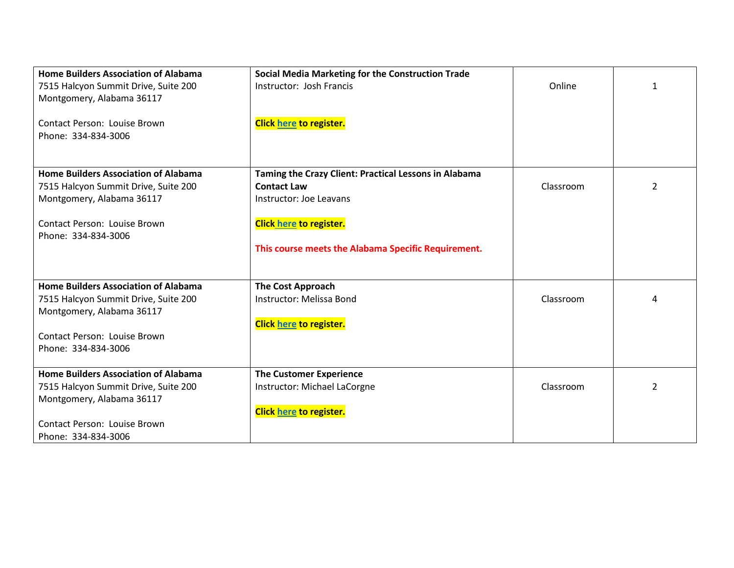| | | | |
|---|---|---|---|
| **Home Builders Association of Alabama**<br>7515 Halcyon Summit Drive, Suite 200<br>Montgomery, Alabama 36117<br><br>Contact Person: Louise Brown<br>Phone: 334-834-3006 | **Social Media Marketing for the Construction Trade**<br>Instructor: Josh Francis<br><br>**Click here to register.** | Online | 1 |
| **Home Builders Association of Alabama**<br>7515 Halcyon Summit Drive, Suite 200<br>Montgomery, Alabama 36117<br><br>Contact Person: Louise Brown<br>Phone: 334-834-3006 | **Taming the Crazy Client: Practical Lessons in Alabama Contact Law**<br>Instructor: Joe Leavans<br><br>**Click here to register.**<br><br>**This course meets the Alabama Specific Requirement.** | Classroom | 2 |
| **Home Builders Association of Alabama**<br>7515 Halcyon Summit Drive, Suite 200<br>Montgomery, Alabama 36117<br><br>Contact Person: Louise Brown<br>Phone: 334-834-3006 | **The Cost Approach**<br>Instructor: Melissa Bond<br><br>**Click here to register.** | Classroom | 4 |
| **Home Builders Association of Alabama**<br>7515 Halcyon Summit Drive, Suite 200<br>Montgomery, Alabama 36117<br><br>Contact Person: Louise Brown<br>Phone: 334-834-3006 | **The Customer Experience**<br>Instructor: Michael LaCorgne<br><br>**Click here to register.** | Classroom | 2 |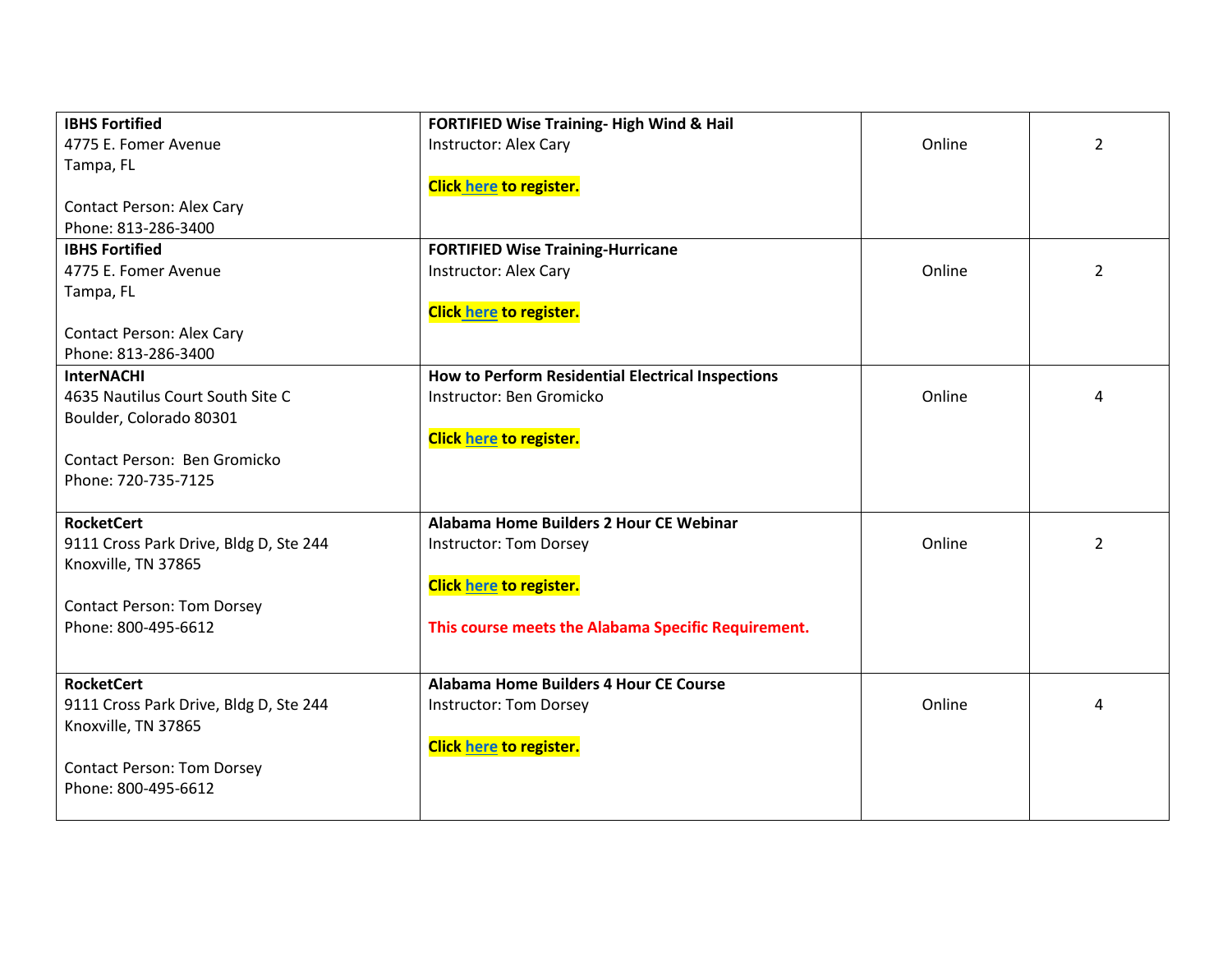| | | | |
|---|---|---|---|
| **IBHS Fortified**<br>4775 E. Fomer Avenue<br>Tampa, FL<br><br>Contact Person: Alex Cary<br>Phone: 813-286-3400 | **FORTIFIED Wise Training- High Wind & Hail**<br>Instructor: Alex Cary<br><br>**Click here to register.** | Online | 2 |
| **IBHS Fortified**<br>4775 E. Fomer Avenue<br>Tampa, FL<br><br>Contact Person: Alex Cary<br>Phone: 813-286-3400 | **FORTIFIED Wise Training-Hurricane**<br>Instructor: Alex Cary<br><br>**Click here to register.** | Online | 2 |
| **InterNACHI**<br>4635 Nautilus Court South Site C<br>Boulder, Colorado 80301<br><br>Contact Person: Ben Gromicko<br>Phone: 720-735-7125 | **How to Perform Residential Electrical Inspections**<br>Instructor: Ben Gromicko<br><br>**Click here to register.** | Online | 4 |
| **RocketCert**<br>9111 Cross Park Drive, Bldg D, Ste 244<br>Knoxville, TN 37865<br><br>Contact Person: Tom Dorsey<br>Phone: 800-495-6612 | **Alabama Home Builders 2 Hour CE Webinar**<br>Instructor: Tom Dorsey<br><br>**Click here to register.**<br><br>**This course meets the Alabama Specific Requirement.** | Online | 2 |
| **RocketCert**<br>9111 Cross Park Drive, Bldg D, Ste 244<br>Knoxville, TN 37865<br><br>Contact Person: Tom Dorsey<br>Phone: 800-495-6612 | **Alabama Home Builders 4 Hour CE Course**<br>Instructor: Tom Dorsey<br><br>**Click here to register.** | Online | 4 |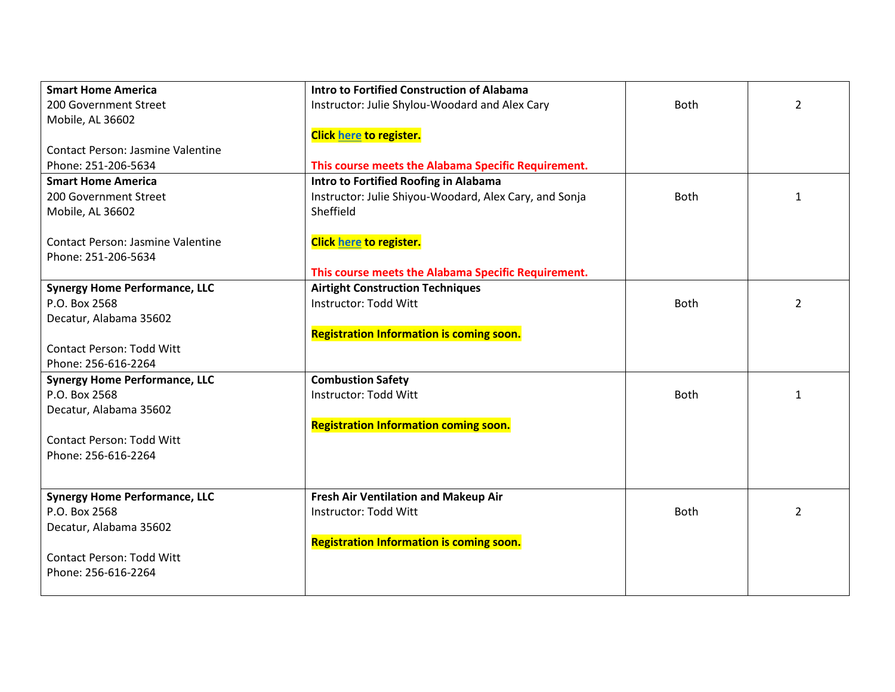| | | | |
|---|---|---|---|
| **Smart Home America**<br>200 Government Street<br>Mobile, AL 36602<br><br>Contact Person: Jasmine Valentine<br>Phone: 251-206-5634 | **Intro to Fortified Construction of Alabama**<br>Instructor: Julie Shylou-Woodard and Alex Cary<br><br>**Click here to register.**<br><br>**This course meets the Alabama Specific Requirement.** | Both | 2 |
| **Smart Home America**<br>200 Government Street<br>Mobile, AL 36602<br><br>Contact Person: Jasmine Valentine<br>Phone: 251-206-5634 | **Intro to Fortified Roofing in Alabama**<br>Instructor: Julie Shiyou-Woodard, Alex Cary, and Sonja Sheffield<br><br>**Click here to register.**<br><br>**This course meets the Alabama Specific Requirement.** | Both | 1 |
| **Synergy Home Performance, LLC**<br>P.O. Box 2568<br>Decatur, Alabama 35602<br><br>Contact Person: Todd Witt<br>Phone: 256-616-2264 | **Airtight Construction Techniques**<br>Instructor: Todd Witt<br><br>**Registration Information is coming soon.** | Both | 2 |
| **Synergy Home Performance, LLC**<br>P.O. Box 2568<br>Decatur, Alabama 35602<br><br>Contact Person: Todd Witt<br>Phone: 256-616-2264 | **Combustion Safety**<br>Instructor: Todd Witt<br><br>**Registration Information coming soon.** | Both | 1 |
| **Synergy Home Performance, LLC**<br>P.O. Box 2568<br>Decatur, Alabama 35602<br><br>Contact Person: Todd Witt<br>Phone: 256-616-2264 | **Fresh Air Ventilation and Makeup Air**<br>Instructor: Todd Witt<br><br>**Registration Information is coming soon.** | Both | 2 |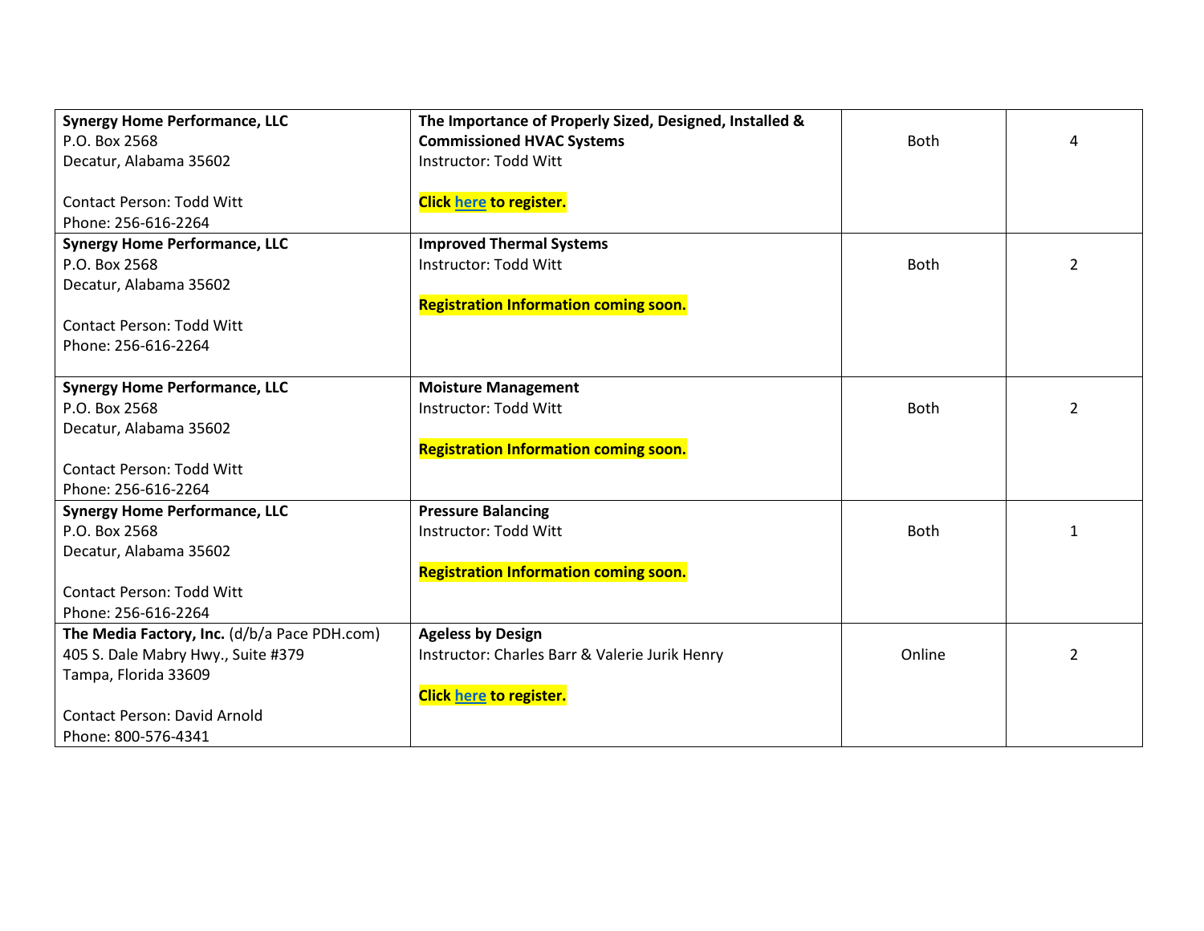| | | | |
|---|---|---|---|
| **Synergy Home Performance, LLC**<br>P.O. Box 2568<br>Decatur, Alabama 35602<br><br>Contact Person: Todd Witt<br>Phone: 256-616-2264 | **The Importance of Properly Sized, Designed, Installed & Commissioned HVAC Systems**<br>Instructor: Todd Witt<br><br>**Click here to register.** | Both | 4 |
| **Synergy Home Performance, LLC**<br>P.O. Box 2568<br>Decatur, Alabama 35602<br><br>Contact Person: Todd Witt<br>Phone: 256-616-2264 | **Improved Thermal Systems**<br>Instructor: Todd Witt<br><br>**Registration Information coming soon.** | Both | 2 |
| **Synergy Home Performance, LLC**<br>P.O. Box 2568<br>Decatur, Alabama 35602<br><br>Contact Person: Todd Witt<br>Phone: 256-616-2264 | **Moisture Management**<br>Instructor: Todd Witt<br><br>**Registration Information coming soon.** | Both | 2 |
| **Synergy Home Performance, LLC**<br>P.O. Box 2568<br>Decatur, Alabama 35602<br><br>Contact Person: Todd Witt<br>Phone: 256-616-2264 | **Pressure Balancing**<br>Instructor: Todd Witt<br><br>**Registration Information coming soon.** | Both | 1 |
| **The Media Factory, Inc.** (d/b/a Pace PDH.com)<br>405 S. Dale Mabry Hwy., Suite #379<br>Tampa, Florida 33609<br><br>Contact Person: David Arnold<br>Phone: 800-576-4341 | **Ageless by Design**<br>Instructor: Charles Barr & Valerie Jurik Henry<br><br>**Click here to register.** | Online | 2 |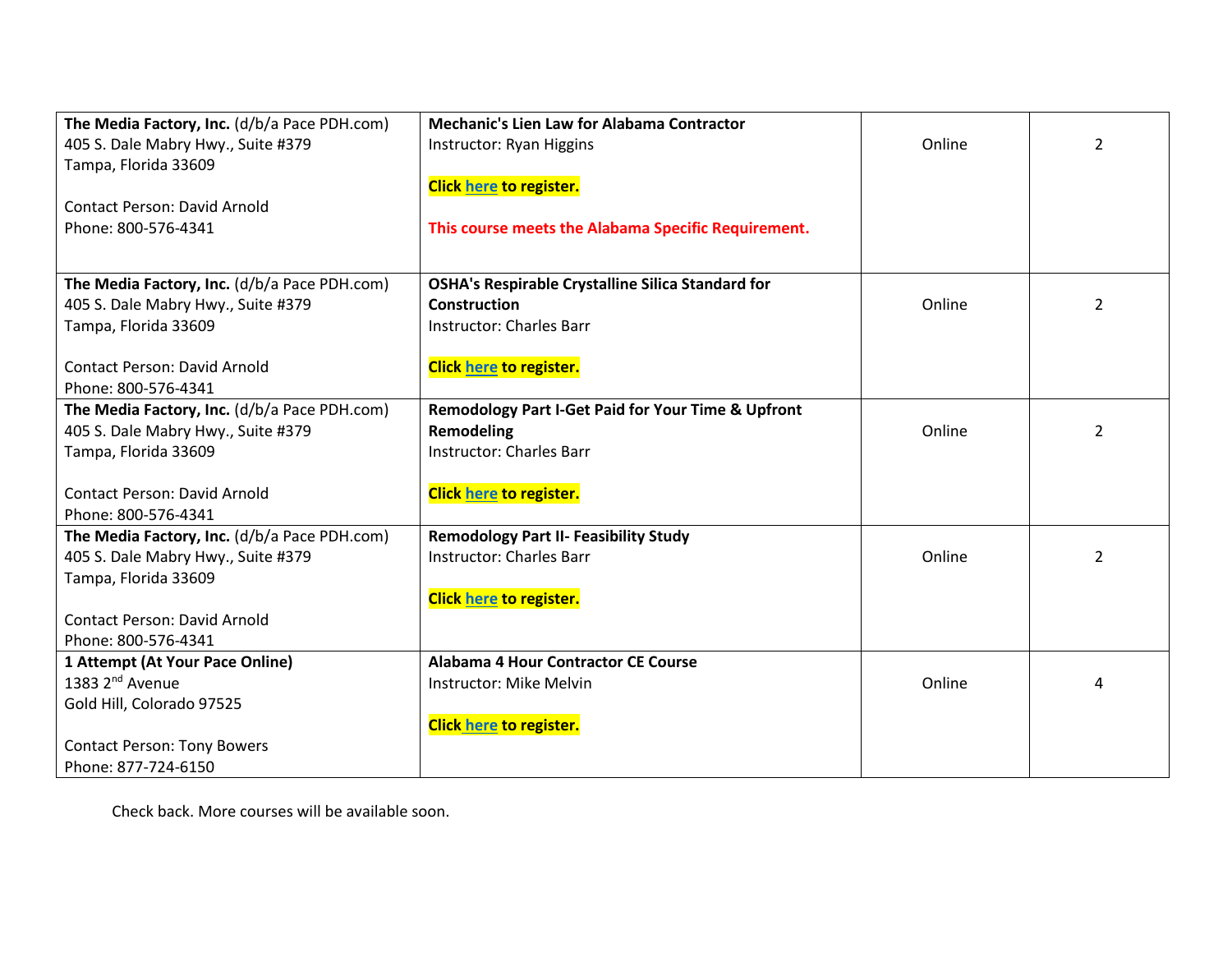| | | | |
|---|---|---|---|
| **The Media Factory, Inc.** (d/b/a Pace PDH.com)<br>405 S. Dale Mabry Hwy., Suite #379<br>Tampa, Florida 33609<br><br>Contact Person: David Arnold<br>Phone: 800-576-4341 | **Mechanic's Lien Law for Alabama Contractor**<br>Instructor: Ryan Higgins<br><br>**Click here to register.**<br><br>**This course meets the Alabama Specific Requirement.** | Online | 2 |
| **The Media Factory, Inc.** (d/b/a Pace PDH.com)<br>405 S. Dale Mabry Hwy., Suite #379<br>Tampa, Florida 33609<br><br>Contact Person: David Arnold<br>Phone: 800-576-4341 | **OSHA's Respirable Crystalline Silica Standard for Construction**<br>Instructor: Charles Barr<br><br>**Click here to register.** | Online | 2 |
| **The Media Factory, Inc.** (d/b/a Pace PDH.com)<br>405 S. Dale Mabry Hwy., Suite #379<br>Tampa, Florida 33609<br><br>Contact Person: David Arnold<br>Phone: 800-576-4341 | **Remodology Part I-Get Paid for Your Time & Upfront Remodeling**<br>Instructor: Charles Barr<br><br>**Click here to register.** | Online | 2 |
| **The Media Factory, Inc.** (d/b/a Pace PDH.com)<br>405 S. Dale Mabry Hwy., Suite #379<br>Tampa, Florida 33609<br><br>Contact Person: David Arnold<br>Phone: 800-576-4341 | **Remodology Part II- Feasibility Study**<br>Instructor: Charles Barr<br><br>**Click here to register.** | Online | 2 |
| **1 Attempt (At Your Pace Online)**<br>1383 2nd Avenue<br>Gold Hill, Colorado 97525<br><br>Contact Person: Tony Bowers<br>Phone: 877-724-6150 | **Alabama 4 Hour Contractor CE Course**<br>Instructor: Mike Melvin<br><br>**Click here to register.** | Online | 4 |

Check back. More courses will be available soon.